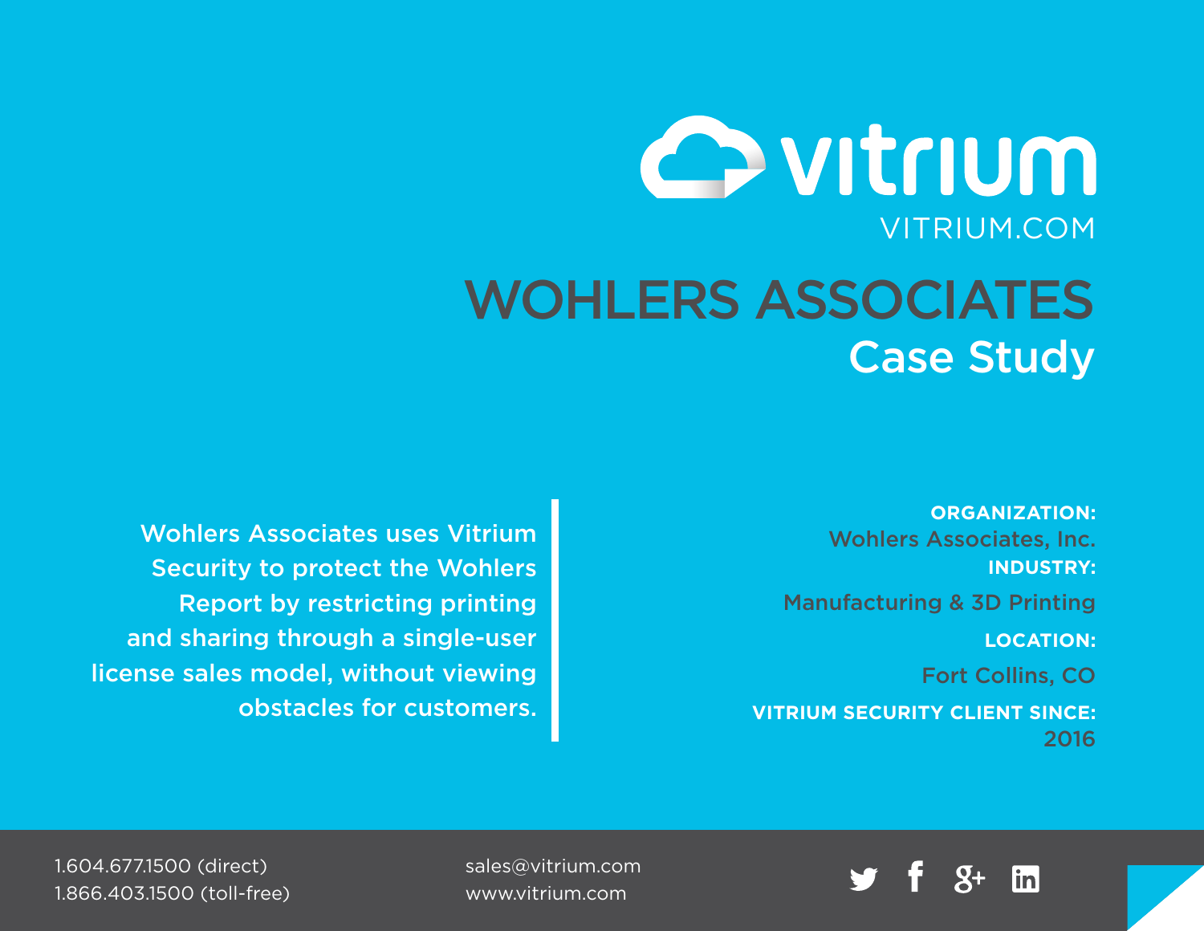vitrium

VITRIUM.COM

# WOHLERS ASSOCIATES

## Case Study

Wohlers Associates uses Vitrium Security to protect the Wohlers Report by restricting printing and sharing through a single-user license sales model, without viewing obstacles for customers.

**ORGANIZATION:**
Wohlers Associates, Inc.

**INDUSTRY:**
Manufacturing & 3D Printing

**LOCATION:**
Fort Collins, CO

**VITRIUM SECURITY CLIENT SINCE:**
2016

1.604.677.1500 (direct)
1.866.403.1500 (toll-free)

sales@vitrium.com
www.vitrium.com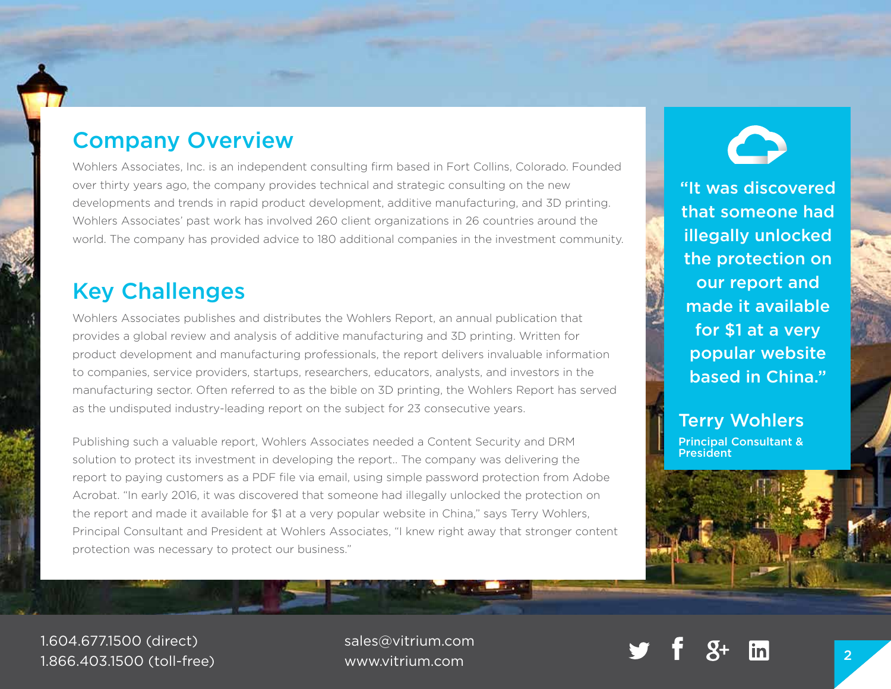## Company Overview

Wohlers Associates, Inc. is an independent consulting firm based in Fort Collins, Colorado. Founded over thirty years ago, the company provides technical and strategic consulting on the new developments and trends in rapid product development, additive manufacturing, and 3D printing. Wohlers Associates' past work has involved 260 client organizations in 26 countries around the world. The company has provided advice to 180 additional companies in the investment community.

## Key Challenges

Wohlers Associates publishes and distributes the Wohlers Report, an annual publication that provides a global review and analysis of additive manufacturing and 3D printing. Written for product development and manufacturing professionals, the report delivers invaluable information to companies, service providers, startups, researchers, educators, analysts, and investors in the manufacturing sector. Often referred to as the bible on 3D printing, the Wohlers Report has served as the undisputed industry-leading report on the subject for 23 consecutive years.

Publishing such a valuable report, Wohlers Associates needed a Content Security and DRM solution to protect its investment in developing the report.. The company was delivering the report to paying customers as a PDF file via email, using simple password protection from Adobe Acrobat. "In early 2016, it was discovered that someone had illegally unlocked the protection on the report and made it available for $1 at a very popular website in China," says Terry Wohlers, Principal Consultant and President at Wohlers Associates, "I knew right away that stronger content protection was necessary to protect our business."

> **"It was discovered that someone had illegally unlocked the protection on our report and made it available for $1 at a very popular website based in China."**
>
> **Terry Wohlers**
> Principal Consultant & President

1.604.677.1500 (direct)
1.866.403.1500 (toll-free)

sales@vitrium.com
www.vitrium.com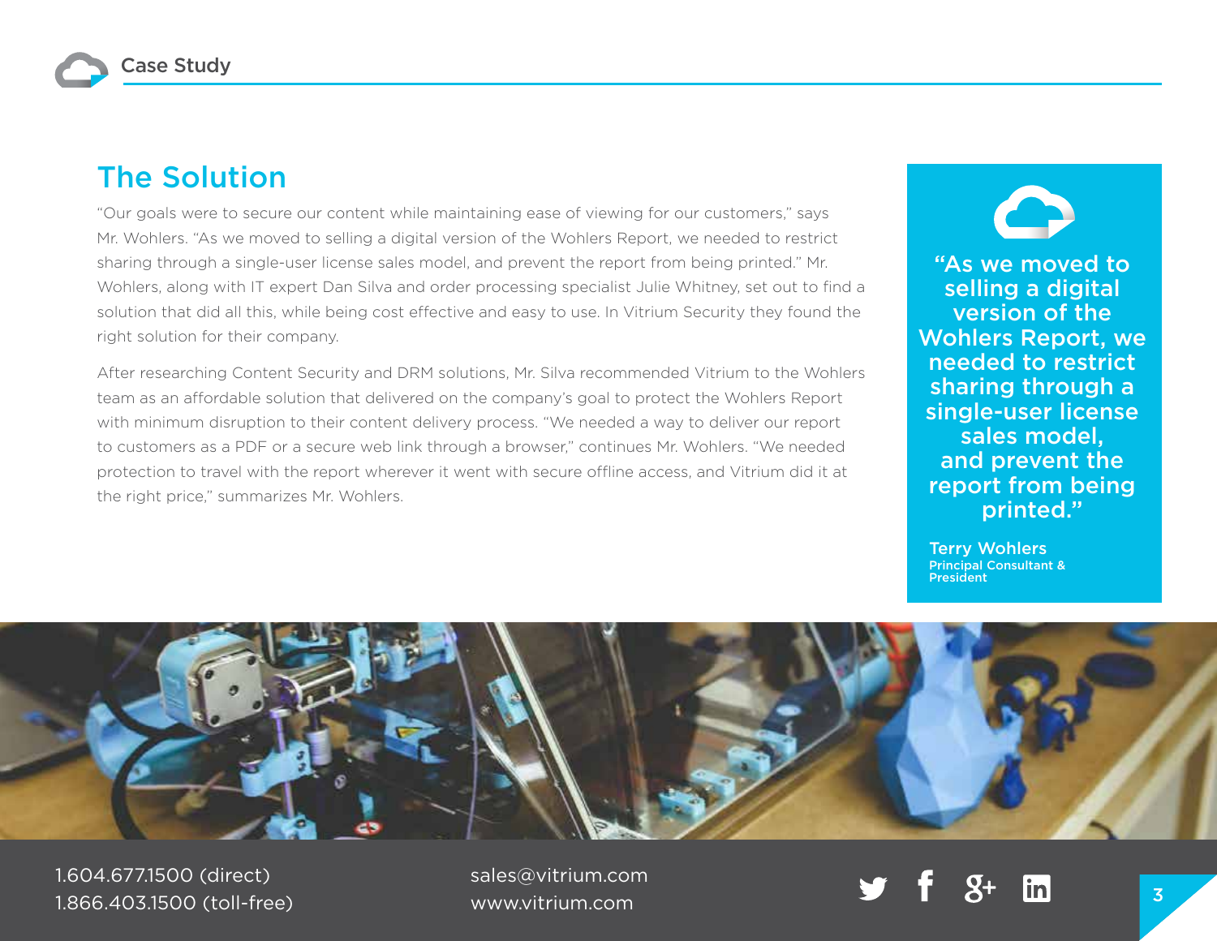## The Solution

"Our goals were to secure our content while maintaining ease of viewing for our customers," says Mr. Wohlers. "As we moved to selling a digital version of the Wohlers Report, we needed to restrict sharing through a single-user license sales model, and prevent the report from being printed." Mr. Wohlers, along with IT expert Dan Silva and order processing specialist Julie Whitney, set out to find a solution that did all this, while being cost effective and easy to use. In Vitrium Security they found the right solution for their company.

After researching Content Security and DRM solutions, Mr. Silva recommended Vitrium to the Wohlers team as an affordable solution that delivered on the company's goal to protect the Wohlers Report with minimum disruption to their content delivery process. "We needed a way to deliver our report to customers as a PDF or a secure web link through a browser," continues Mr. Wohlers. "We needed protection to travel with the report wherever it went with secure offline access, and Vitrium did it at the right price," summarizes Mr. Wohlers.

> **"As we moved to selling a digital version of the Wohlers Report, we needed to restrict sharing through a single-user license sales model, and prevent the report from being printed."**
>
> **Terry Wohlers**
> Principal Consultant & President

1.604.677.1500 (direct)
1.866.403.1500 (toll-free)

sales@vitrium.com
www.vitrium.com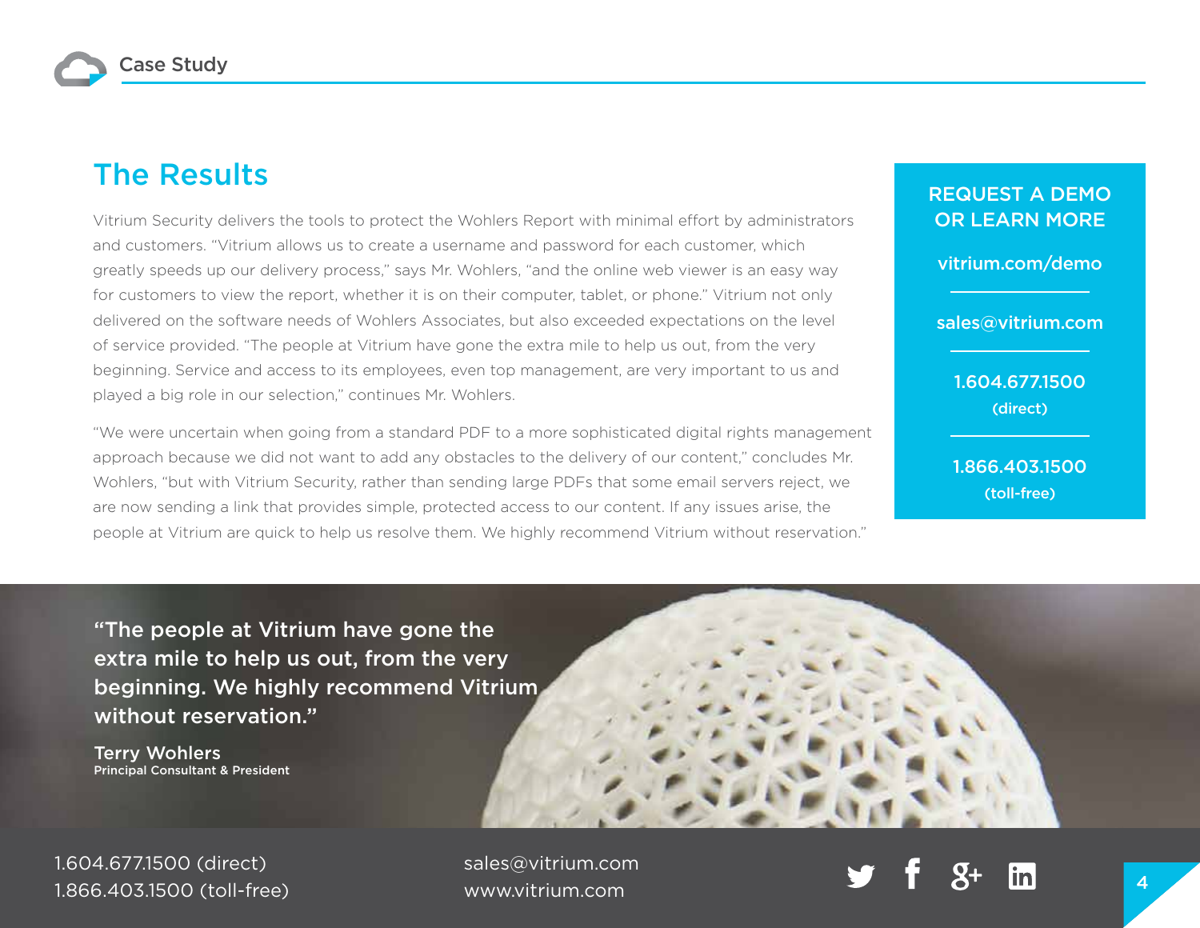## The Results

Vitrium Security delivers the tools to protect the Wohlers Report with minimal effort by administrators and customers. "Vitrium allows us to create a username and password for each customer, which greatly speeds up our delivery process," says Mr. Wohlers, "and the online web viewer is an easy way for customers to view the report, whether it is on their computer, tablet, or phone." Vitrium not only delivered on the software needs of Wohlers Associates, but also exceeded expectations on the level of service provided. "The people at Vitrium have gone the extra mile to help us out, from the very beginning. Service and access to its employees, even top management, are very important to us and played a big role in our selection," continues Mr. Wohlers.

"We were uncertain when going from a standard PDF to a more sophisticated digital rights management approach because we did not want to add any obstacles to the delivery of our content," concludes Mr. Wohlers, "but with Vitrium Security, rather than sending large PDFs that some email servers reject, we are now sending a link that provides simple, protected access to our content. If any issues arise, the people at Vitrium are quick to help us resolve them. We highly recommend Vitrium without reservation."

**REQUEST A DEMO OR LEARN MORE**

vitrium.com/demo

sales@vitrium.com

1.604.677.1500 (direct)

1.866.403.1500 (toll-free)

**"The people at Vitrium have gone the extra mile to help us out, from the very beginning. We highly recommend Vitrium without reservation."**

**Terry Wohlers**
Principal Consultant & President

1.604.677.1500 (direct)
1.866.403.1500 (toll-free)

sales@vitrium.com
www.vitrium.com